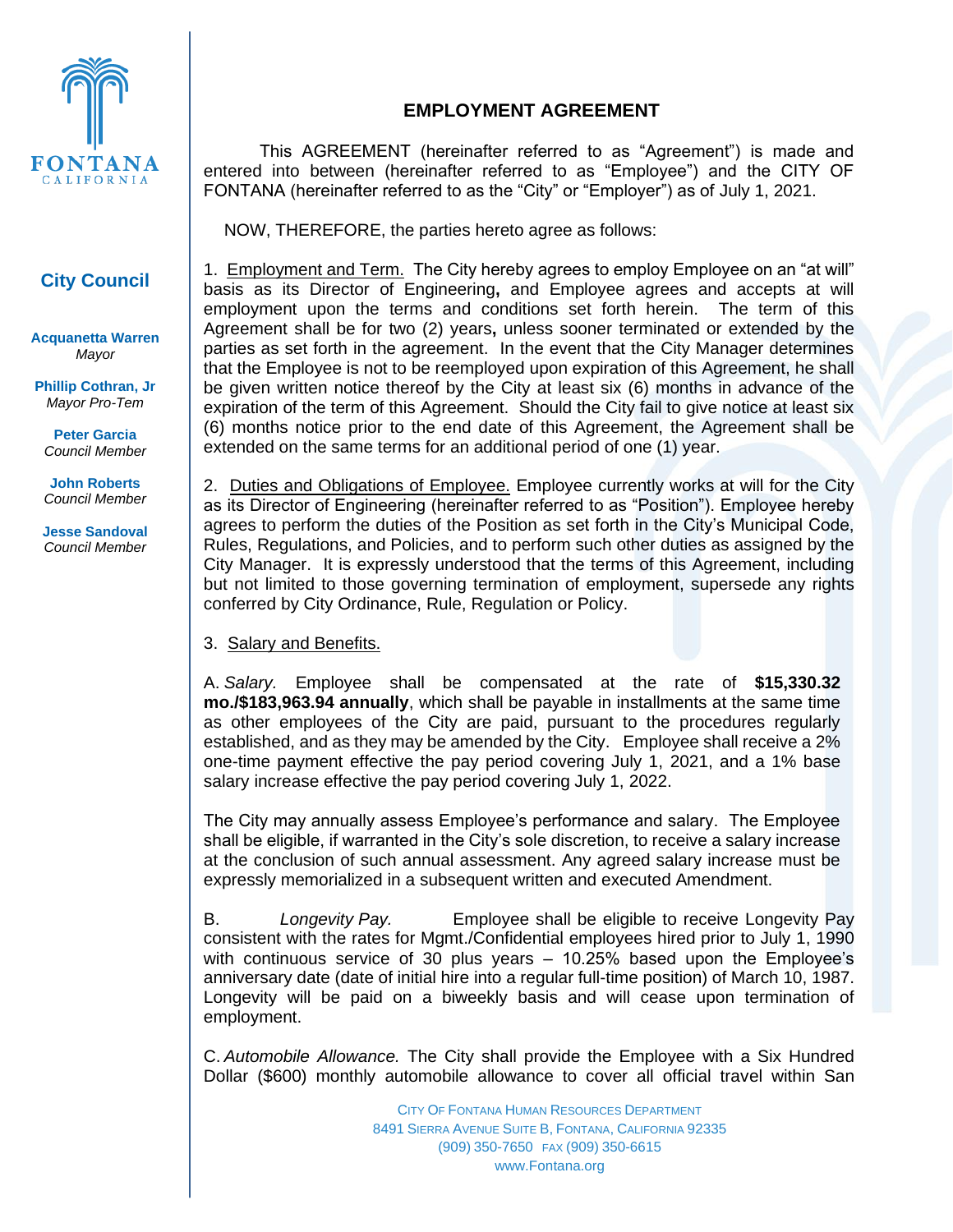FONTANA
CALIFORNIA

**City Council**

**Acquanetta Warren**
*Mayor*

**Phillip Cothran, Jr**
*Mayor Pro-Tem*

**Peter Garcia**
*Council Member*

**John Roberts**
*Council Member*

**Jesse Sandoval**
*Council Member*

# EMPLOYMENT AGREEMENT

This AGREEMENT (hereinafter referred to as "Agreement") is made and entered into between (hereinafter referred to as "Employee") and the CITY OF FONTANA (hereinafter referred to as the "City" or "Employer") as of July 1, 2021.

NOW, THEREFORE, the parties hereto agree as follows:

1. Employment and Term. The City hereby agrees to employ Employee on an "at will" basis as its Director of Engineering**,** and Employee agrees and accepts at will employment upon the terms and conditions set forth herein. The term of this Agreement shall be for two (2) years**,** unless sooner terminated or extended by the parties as set forth in the agreement. In the event that the City Manager determines that the Employee is not to be reemployed upon expiration of this Agreement, he shall be given written notice thereof by the City at least six (6) months in advance of the expiration of the term of this Agreement. Should the City fail to give notice at least six (6) months notice prior to the end date of this Agreement, the Agreement shall be extended on the same terms for an additional period of one (1) year.

2. Duties and Obligations of Employee. Employee currently works at will for the City as its Director of Engineering (hereinafter referred to as "Position"). Employee hereby agrees to perform the duties of the Position as set forth in the City's Municipal Code, Rules, Regulations, and Policies, and to perform such other duties as assigned by the City Manager. It is expressly understood that the terms of this Agreement, including but not limited to those governing termination of employment, supersede any rights conferred by City Ordinance, Rule, Regulation or Policy.

3. Salary and Benefits.

A. *Salary*. Employee shall be compensated at the rate of **$15,330.32 mo./$183,963.94 annually**, which shall be payable in installments at the same time as other employees of the City are paid, pursuant to the procedures regularly established, and as they may be amended by the City. Employee shall receive a 2% one-time payment effective the pay period covering July 1, 2021, and a 1% base salary increase effective the pay period covering July 1, 2022.

The City may annually assess Employee's performance and salary. The Employee shall be eligible, if warranted in the City's sole discretion, to receive a salary increase at the conclusion of such annual assessment. Any agreed salary increase must be expressly memorialized in a subsequent written and executed Amendment.

B. *Longevity Pay.* Employee shall be eligible to receive Longevity Pay consistent with the rates for Mgmt./Confidential employees hired prior to July 1, 1990 with continuous service of 30 plus years – 10.25% based upon the Employee's anniversary date (date of initial hire into a regular full-time position) of March 10, 1987. Longevity will be paid on a biweekly basis and will cease upon termination of employment.

C. *Automobile Allowance.* The City shall provide the Employee with a Six Hundred Dollar ($600) monthly automobile allowance to cover all official travel within San

CITY OF FONTANA HUMAN RESOURCES DEPARTMENT
8491 SIERRA AVENUE SUITE B, FONTANA, CALIFORNIA 92335
(909) 350-7650 FAX (909) 350-6615
www.Fontana.org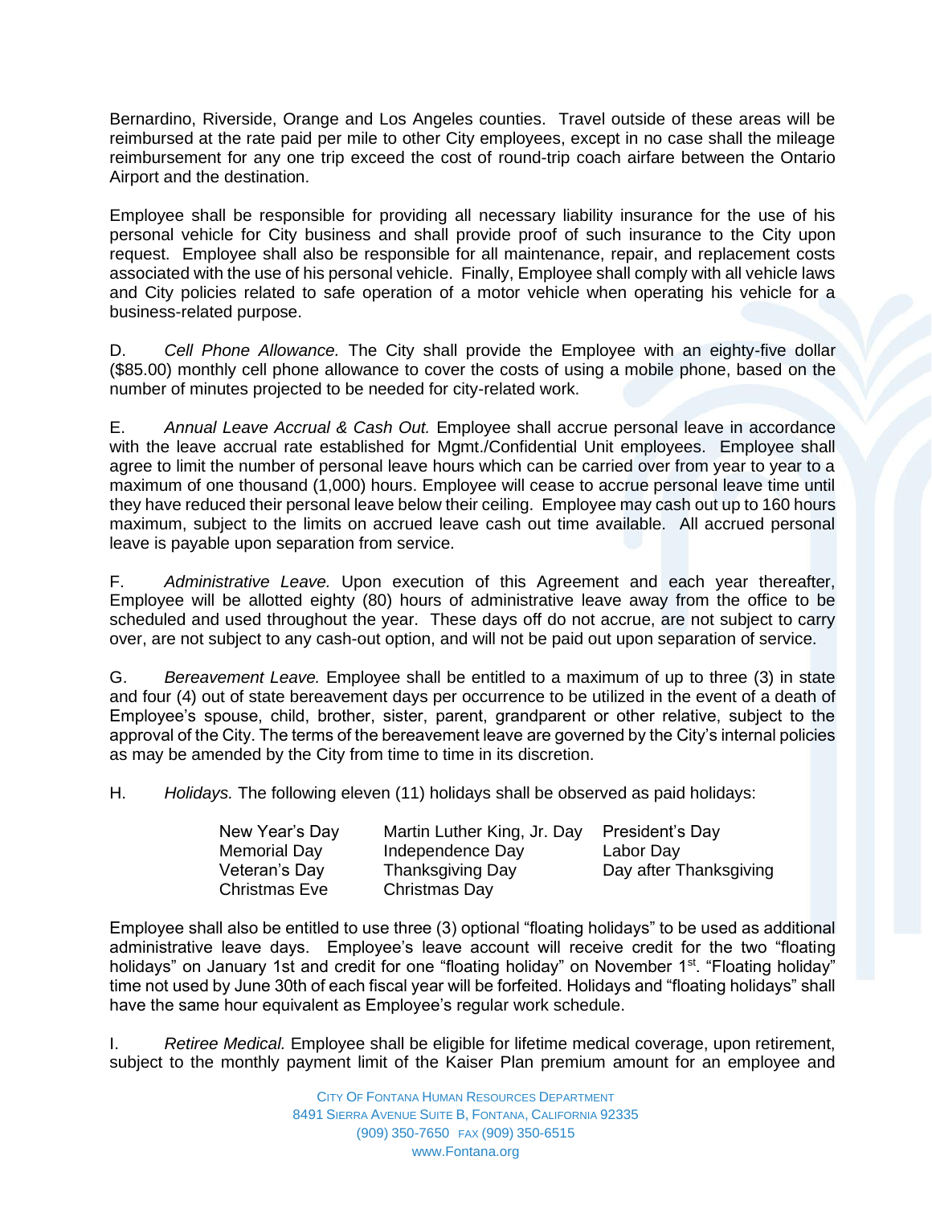Bernardino, Riverside, Orange and Los Angeles counties. Travel outside of these areas will be reimbursed at the rate paid per mile to other City employees, except in no case shall the mileage reimbursement for any one trip exceed the cost of round-trip coach airfare between the Ontario Airport and the destination.

Employee shall be responsible for providing all necessary liability insurance for the use of his personal vehicle for City business and shall provide proof of such insurance to the City upon request. Employee shall also be responsible for all maintenance, repair, and replacement costs associated with the use of his personal vehicle. Finally, Employee shall comply with all vehicle laws and City policies related to safe operation of a motor vehicle when operating his vehicle for a business-related purpose.

D. *Cell Phone Allowance.* The City shall provide the Employee with an eighty-five dollar ($85.00) monthly cell phone allowance to cover the costs of using a mobile phone, based on the number of minutes projected to be needed for city-related work.

E. *Annual Leave Accrual & Cash Out.* Employee shall accrue personal leave in accordance with the leave accrual rate established for Mgmt./Confidential Unit employees. Employee shall agree to limit the number of personal leave hours which can be carried over from year to year to a maximum of one thousand (1,000) hours. Employee will cease to accrue personal leave time until they have reduced their personal leave below their ceiling. Employee may cash out up to 160 hours maximum, subject to the limits on accrued leave cash out time available. All accrued personal leave is payable upon separation from service.

F. *Administrative Leave.* Upon execution of this Agreement and each year thereafter, Employee will be allotted eighty (80) hours of administrative leave away from the office to be scheduled and used throughout the year. These days off do not accrue, are not subject to carry over, are not subject to any cash-out option, and will not be paid out upon separation of service.

G. *Bereavement Leave.* Employee shall be entitled to a maximum of up to three (3) in state and four (4) out of state bereavement days per occurrence to be utilized in the event of a death of Employee's spouse, child, brother, sister, parent, grandparent or other relative, subject to the approval of the City. The terms of the bereavement leave are governed by the City's internal policies as may be amended by the City from time to time in its discretion.

H. *Holidays.* The following eleven (11) holidays shall be observed as paid holidays:

| | | |
|---|---|---|
| New Year's Day | Martin Luther King, Jr. Day | President's Day |
| Memorial Day | Independence Day | Labor Day |
| Veteran's Day | Thanksgiving Day | Day after Thanksgiving |
| Christmas Eve | Christmas Day | |

Employee shall also be entitled to use three (3) optional "floating holidays" to be used as additional administrative leave days. Employee's leave account will receive credit for the two "floating holidays" on January 1st and credit for one "floating holiday" on November 1st. "Floating holiday" time not used by June 30th of each fiscal year will be forfeited. Holidays and "floating holidays" shall have the same hour equivalent as Employee's regular work schedule.

I. *Retiree Medical.* Employee shall be eligible for lifetime medical coverage, upon retirement, subject to the monthly payment limit of the Kaiser Plan premium amount for an employee and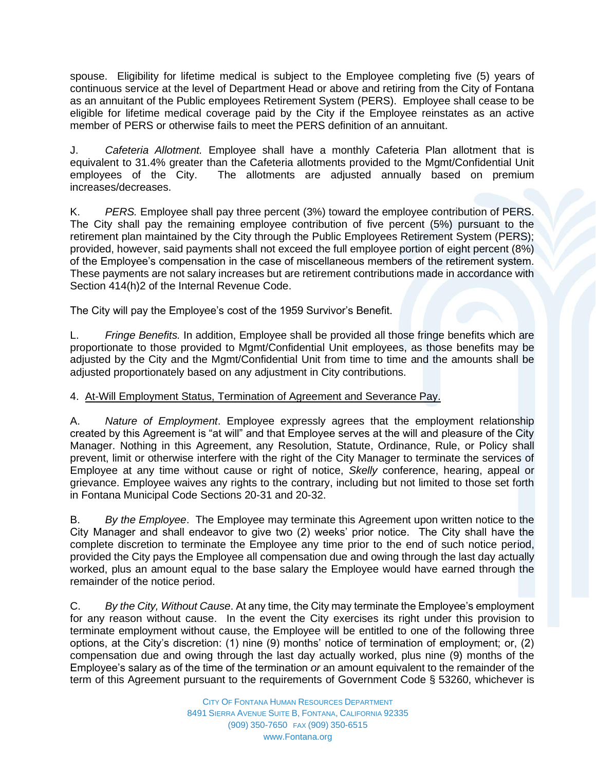spouse. Eligibility for lifetime medical is subject to the Employee completing five (5) years of continuous service at the level of Department Head or above and retiring from the City of Fontana as an annuitant of the Public employees Retirement System (PERS). Employee shall cease to be eligible for lifetime medical coverage paid by the City if the Employee reinstates as an active member of PERS or otherwise fails to meet the PERS definition of an annuitant.

J. *Cafeteria Allotment.* Employee shall have a monthly Cafeteria Plan allotment that is equivalent to 31.4% greater than the Cafeteria allotments provided to the Mgmt/Confidential Unit employees of the City. The allotments are adjusted annually based on premium increases/decreases.

K. *PERS.* Employee shall pay three percent (3%) toward the employee contribution of PERS. The City shall pay the remaining employee contribution of five percent (5%) pursuant to the retirement plan maintained by the City through the Public Employees Retirement System (PERS); provided, however, said payments shall not exceed the full employee portion of eight percent (8%) of the Employee's compensation in the case of miscellaneous members of the retirement system. These payments are not salary increases but are retirement contributions made in accordance with Section 414(h)2 of the Internal Revenue Code.

The City will pay the Employee's cost of the 1959 Survivor's Benefit.

L. *Fringe Benefits.* In addition, Employee shall be provided all those fringe benefits which are proportionate to those provided to Mgmt/Confidential Unit employees, as those benefits may be adjusted by the City and the Mgmt/Confidential Unit from time to time and the amounts shall be adjusted proportionately based on any adjustment in City contributions.

4. <u>At-Will Employment Status, Termination of Agreement and Severance Pay.</u>

A. *Nature of Employment*. Employee expressly agrees that the employment relationship created by this Agreement is "at will" and that Employee serves at the will and pleasure of the City Manager. Nothing in this Agreement, any Resolution, Statute, Ordinance, Rule, or Policy shall prevent, limit or otherwise interfere with the right of the City Manager to terminate the services of Employee at any time without cause or right of notice, *Skelly* conference, hearing, appeal or grievance. Employee waives any rights to the contrary, including but not limited to those set forth in Fontana Municipal Code Sections 20-31 and 20-32.

B. *By the Employee*. The Employee may terminate this Agreement upon written notice to the City Manager and shall endeavor to give two (2) weeks' prior notice. The City shall have the complete discretion to terminate the Employee any time prior to the end of such notice period, provided the City pays the Employee all compensation due and owing through the last day actually worked, plus an amount equal to the base salary the Employee would have earned through the remainder of the notice period.

C. *By the City, Without Cause*. At any time, the City may terminate the Employee's employment for any reason without cause. In the event the City exercises its right under this provision to terminate employment without cause, the Employee will be entitled to one of the following three options, at the City's discretion: (1) nine (9) months' notice of termination of employment; or, (2) compensation due and owing through the last day actually worked, plus nine (9) months of the Employee's salary as of the time of the termination *or* an amount equivalent to the remainder of the term of this Agreement pursuant to the requirements of Government Code § 53260, whichever is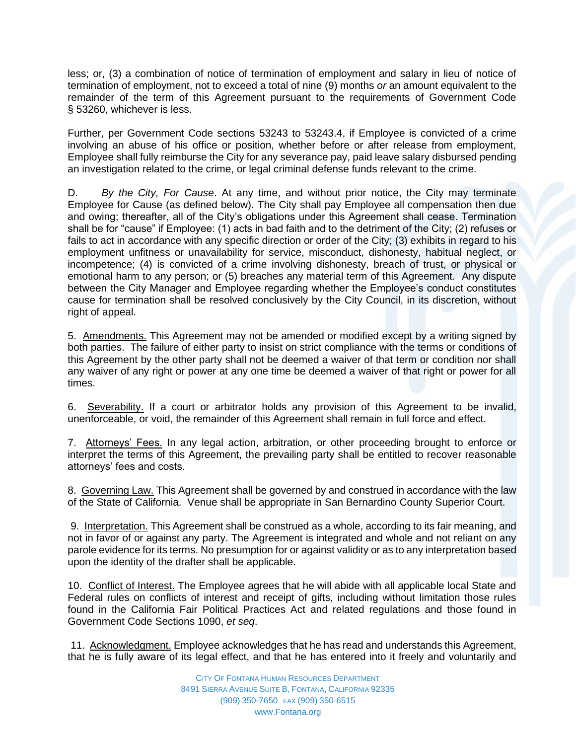less; or, (3) a combination of notice of termination of employment and salary in lieu of notice of termination of employment, not to exceed a total of nine (9) months *or* an amount equivalent to the remainder of the term of this Agreement pursuant to the requirements of Government Code § 53260, whichever is less.

Further, per Government Code sections 53243 to 53243.4, if Employee is convicted of a crime involving an abuse of his office or position, whether before or after release from employment, Employee shall fully reimburse the City for any severance pay, paid leave salary disbursed pending an investigation related to the crime, or legal criminal defense funds relevant to the crime.

D. *By the City, For Cause*. At any time, and without prior notice, the City may terminate Employee for Cause (as defined below). The City shall pay Employee all compensation then due and owing; thereafter, all of the City's obligations under this Agreement shall cease. Termination shall be for "cause" if Employee: (1) acts in bad faith and to the detriment of the City; (2) refuses or fails to act in accordance with any specific direction or order of the City; (3) exhibits in regard to his employment unfitness or unavailability for service, misconduct, dishonesty, habitual neglect, or incompetence; (4) is convicted of a crime involving dishonesty, breach of trust, or physical or emotional harm to any person; or (5) breaches any material term of this Agreement. Any dispute between the City Manager and Employee regarding whether the Employee's conduct constitutes cause for termination shall be resolved conclusively by the City Council, in its discretion, without right of appeal.

5. Amendments. This Agreement may not be amended or modified except by a writing signed by both parties. The failure of either party to insist on strict compliance with the terms or conditions of this Agreement by the other party shall not be deemed a waiver of that term or condition nor shall any waiver of any right or power at any one time be deemed a waiver of that right or power for all times.

6. Severability. If a court or arbitrator holds any provision of this Agreement to be invalid, unenforceable, or void, the remainder of this Agreement shall remain in full force and effect.

7. Attorneys' Fees. In any legal action, arbitration, or other proceeding brought to enforce or interpret the terms of this Agreement, the prevailing party shall be entitled to recover reasonable attorneys' fees and costs.

8. Governing Law. This Agreement shall be governed by and construed in accordance with the law of the State of California. Venue shall be appropriate in San Bernardino County Superior Court.

9. Interpretation. This Agreement shall be construed as a whole, according to its fair meaning, and not in favor of or against any party. The Agreement is integrated and whole and not reliant on any parole evidence for its terms. No presumption for or against validity or as to any interpretation based upon the identity of the drafter shall be applicable.

10. Conflict of Interest. The Employee agrees that he will abide with all applicable local State and Federal rules on conflicts of interest and receipt of gifts, including without limitation those rules found in the California Fair Political Practices Act and related regulations and those found in Government Code Sections 1090, *et seq*.

11. Acknowledgment. Employee acknowledges that he has read and understands this Agreement, that he is fully aware of its legal effect, and that he has entered into it freely and voluntarily and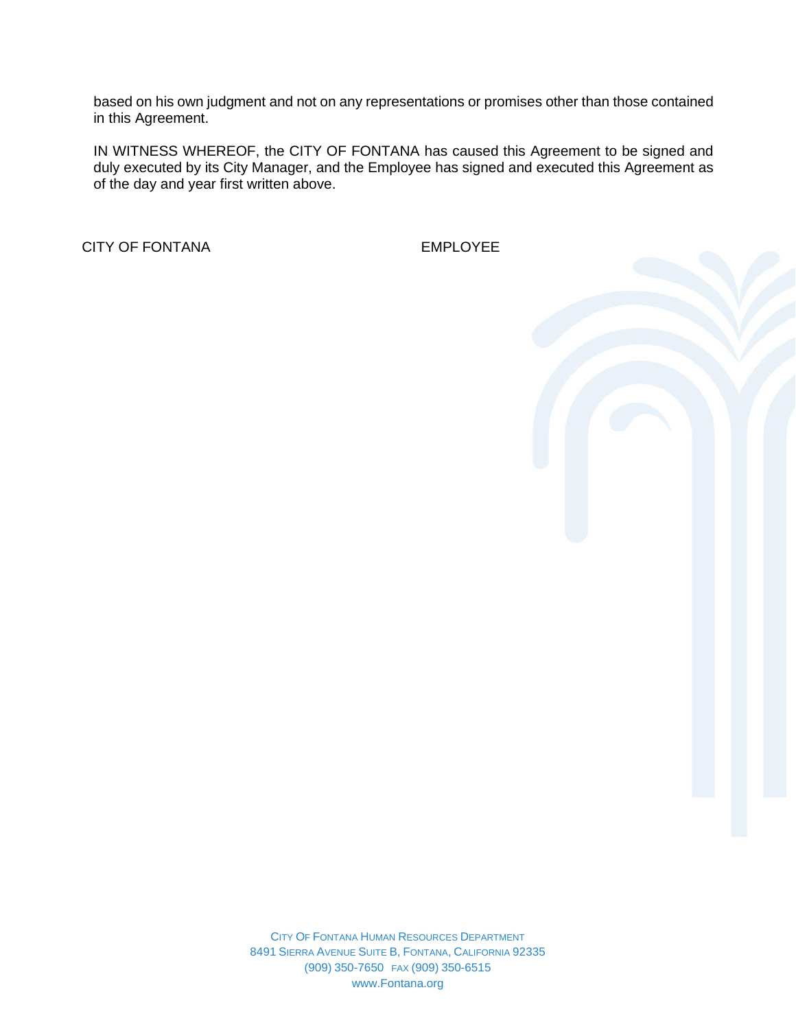based on his own judgment and not on any representations or promises other than those contained in this Agreement.

IN WITNESS WHEREOF, the CITY OF FONTANA has caused this Agreement to be signed and duly executed by its City Manager, and the Employee has signed and executed this Agreement as of the day and year first written above.

CITY OF FONTANA EMPLOYEE